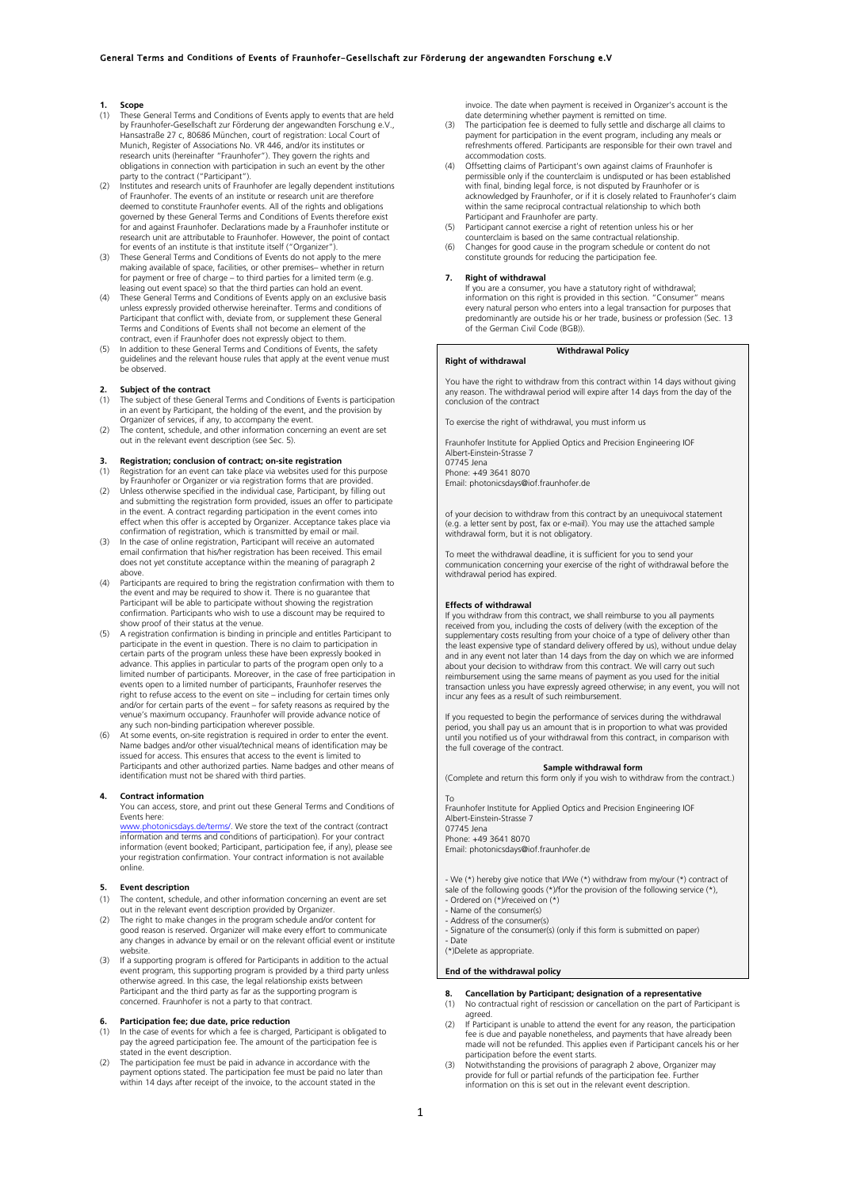# General Terms and Conditions of Events of Fraunhofer-Gesellschaft zur Förderung der angewandten Forschung e.V

## 1. Scope

(1) These General Terms and Conditions of Events apply to events that are held by Fraunhofer-Gesellschaft zur Förderung der angewandten Forschung e.V., Hansastraße 27 c, 80686 München, court of registration: Local Court of Munich, Register of Associations No. VR 446, and/or its institutes or research units (hereinafter "Fraunhofer"). They govern the rights and obligations in connection with participation in such an event by the other party to the contract ("Participant").

(2) Institutes and research units of Fraunhofer are legally dependent institutions of Fraunhofer. The events of an institute or research unit are therefore deemed to constitute Fraunhofer events. All of the rights and obligations governed by these General Terms and Conditions of Events therefore exist for and against Fraunhofer. Declarations made by a Fraunhofer institute or research unit are attributable to Fraunhofer. However, the point of contact for events of an institute is that institute itself ("Organizer").

(3) These General Terms and Conditions of Events do not apply to the mere making available of space, facilities, or other premises– whether in return for payment or free of charge – to third parties for a limited term (e.g. leasing out event space) so that the third parties can hold an event.

(4) These General Terms and Conditions of Events apply on an exclusive basis unless expressly provided otherwise hereinafter. Terms and conditions of Participant that conflict with, deviate from, or supplement these General Terms and Conditions of Events shall not become an element of the contract, even if Fraunhofer does not expressly object to them.

(5) In addition to these General Terms and Conditions of Events, the safety guidelines and the relevant house rules that apply at the event venue must be observed.

## 2. Subject of the contract

(1) The subject of these General Terms and Conditions of Events is participation in an event by Participant, the holding of the event, and the provision by Organizer of services, if any, to accompany the event.

(2) The content, schedule, and other information concerning an event are set out in the relevant event description (see Sec. 5).

## 3. Registration; conclusion of contract; on-site registration

(1) Registration for an event can take place via websites used for this purpose by Fraunhofer or Organizer or via registration forms that are provided.

(2) Unless otherwise specified in the individual case, Participant, by filling out and submitting the registration form provided, issues an offer to participate in the event. A contract regarding participation in the event comes into effect when this offer is accepted by Organizer. Acceptance takes place via confirmation of registration, which is transmitted by email or mail.

(3) In the case of online registration, Participant will receive an automated email confirmation that his/her registration has been received. This email does not yet constitute acceptance within the meaning of paragraph 2 above.

(4) Participants are required to bring the registration confirmation with them to the event and may be required to show it. There is no guarantee that Participant will be able to participate without showing the registration confirmation. Participants who wish to use a discount may be required to show proof of their status at the venue.

(5) A registration confirmation is binding in principle and entitles Participant to participate in the event in question. There is no claim to participation in certain parts of the program unless these have been expressly booked in advance. This applies in particular to parts of the program open only to a limited number of participants. Moreover, in the case of free participation in events open to a limited number of participants, Fraunhofer reserves the right to refuse access to the event on site – including for certain times only and/or for certain parts of the event – for safety reasons as required by the venue's maximum occupancy. Fraunhofer will provide advance notice of any such non-binding participation wherever possible.

(6) At some events, on-site registration is required in order to enter the event. Name badges and/or other visual/technical means of identification may be issued for access. This ensures that access to the event is limited to Participants and other authorized parties. Name badges and other means of identification must not be shared with third parties.

## 4. Contract information

You can access, store, and print out these General Terms and Conditions of Events here: www.photonicsdays.de/terms/. We store the text of the contract (contract information and terms and conditions of participation). For your contract information (event booked; Participant, participation fee, if any), please see your registration confirmation. Your contract information is not available online.

## 5. Event description

(1) The content, schedule, and other information concerning an event are set out in the relevant event description provided by Organizer.

(2) The right to make changes in the program schedule and/or content for good reason is reserved. Organizer will make every effort to communicate any changes in advance by email or on the relevant official event or institute website.

(3) If a supporting program is offered for Participants in addition to the actual event program, this supporting program is provided by a third party unless otherwise agreed. In this case, the legal relationship exists between Participant and the third party as far as the supporting program is concerned. Fraunhofer is not a party to that contract.

## 6. Participation fee; due date, price reduction

(1) In the case of events for which a fee is charged, Participant is obligated to pay the agreed participation fee. The amount of the participation fee is stated in the event description.

(2) The participation fee must be paid in advance in accordance with the payment options stated. The participation fee must be paid no later than within 14 days after receipt of the invoice, to the account stated in the invoice. The date when payment is received in Organizer's account is the date determining whether payment is remitted on time.

(3) The participation fee is deemed to fully settle and discharge all claims to payment for participation in the event program, including any meals or refreshments offered. Participants are responsible for their own travel and accommodation costs.

(4) Offsetting claims of Participant's own against claims of Fraunhofer is permissible only if the counterclaim is undisputed or has been established with final, binding legal force, is not disputed by Fraunhofer or is acknowledged by Fraunhofer, or if it is closely related to Fraunhofer's claim within the same reciprocal contractual relationship to which both Participant and Fraunhofer are party.

(5) Participant cannot exercise a right of retention unless his or her counterclaim is based on the same contractual relationship.

(6) Changes for good cause in the program schedule or content do not constitute grounds for reducing the participation fee.

## 7. Right of withdrawal

If you are a consumer, you have a statutory right of withdrawal; information on this right is provided in this section. "Consumer" means every natural person who enters into a legal transaction for purposes that predominantly are outside his or her trade, business or profession (Sec. 13 of the German Civil Code (BGB)).

### Withdrawal Policy

**Right of withdrawal**

You have the right to withdraw from this contract within 14 days without giving any reason. The withdrawal period will expire after 14 days from the day of the conclusion of the contract

To exercise the right of withdrawal, you must inform us

Fraunhofer Institute for Applied Optics and Precision Engineering IOF
Albert-Einstein-Strasse 7
07745 Jena
Phone: +49 3641 8070
Email: photonicsdays@iof.fraunhofer.de

of your decision to withdraw from this contract by an unequivocal statement (e.g. a letter sent by post, fax or e-mail). You may use the attached sample withdrawal form, but it is not obligatory.

To meet the withdrawal deadline, it is sufficient for you to send your communication concerning your exercise of the right of withdrawal before the withdrawal period has expired.

**Effects of withdrawal**

If you withdraw from this contract, we shall reimburse to you all payments received from you, including the costs of delivery (with the exception of the supplementary costs resulting from your choice of a type of delivery other than the least expensive type of standard delivery offered by us), without undue delay and in any event not later than 14 days from the day on which we are informed about your decision to withdraw from this contract. We will carry out such reimbursement using the same means of payment as you used for the initial transaction unless you have expressly agreed otherwise; in any event, you will not incur any fees as a result of such reimbursement.

If you requested to begin the performance of services during the withdrawal period, you shall pay us an amount that is in proportion to what was provided until you notified us of your withdrawal from this contract, in comparison with the full coverage of the contract.

**Sample withdrawal form**

(Complete and return this form only if you wish to withdraw from the contract.)

To
Fraunhofer Institute for Applied Optics and Precision Engineering IOF
Albert-Einstein-Strasse 7
07745 Jena
Phone: +49 3641 8070
Email: photonicsdays@iof.fraunhofer.de

- We (*) hereby give notice that I/We (*) withdraw from my/our (*) contract of sale of the following goods (*)/for the provision of the following service (*),
- Ordered on (*)/received on (*)
- Name of the consumer(s)
- Address of the consumer(s)
- Signature of the consumer(s) (only if this form is submitted on paper)
- Date

(*)Delete as appropriate.

**End of the withdrawal policy**

## 8. Cancellation by Participant; designation of a representative

(1) No contractual right of rescission or cancellation on the part of Participant is agreed.

(2) If Participant is unable to attend the event for any reason, the participation fee is due and payable nonetheless, and payments that have already been made will not be refunded. This applies even if Participant cancels his or her participation before the event starts.

(3) Notwithstanding the provisions of paragraph 2 above, Organizer may provide for full or partial refunds of the participation fee. Further information on this is set out in the relevant event description.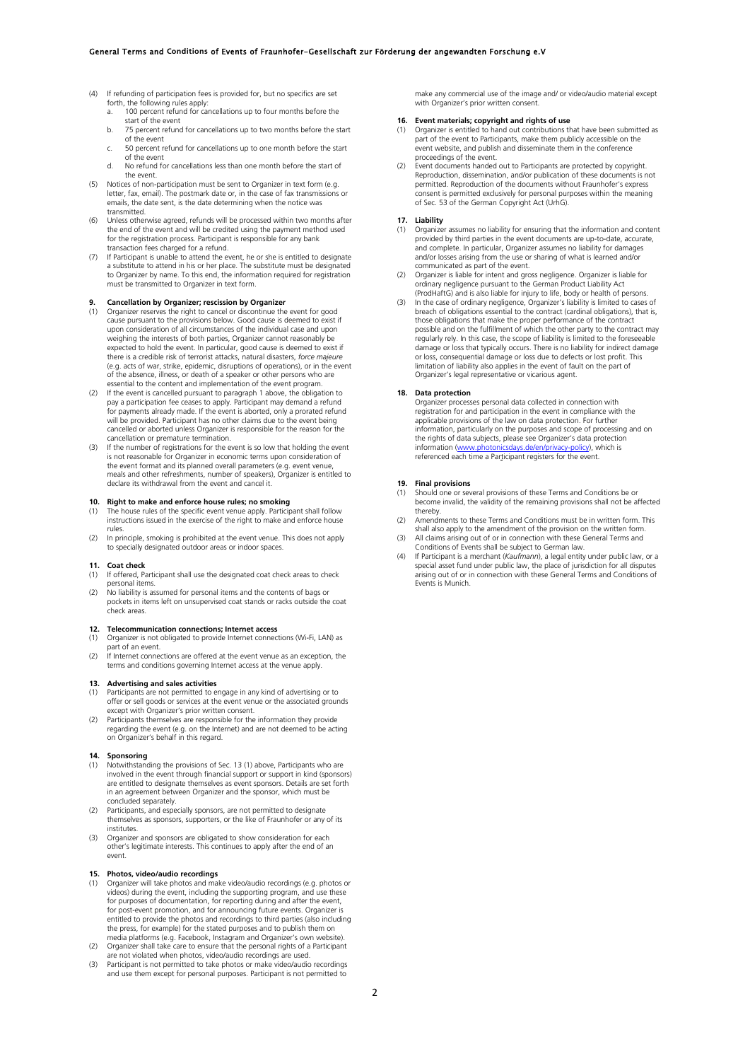(4) If refunding of participation fees is provided for, but no specifics are set forth, the following rules apply:
   a. 100 percent refund for cancellations up to four months before the start of the event
   b. 75 percent refund for cancellations up to two months before the start of the event
   c. 50 percent refund for cancellations up to one month before the start of the event
   d. No refund for cancellations less than one month before the start of the event.

(5) Notices of non-participation must be sent to Organizer in text form (e.g. letter, fax, email). The postmark date or, in the case of fax transmissions or emails, the date sent, is the date determining when the notice was transmitted.

(6) Unless otherwise agreed, refunds will be processed within two months after the end of the event and will be credited using the payment method used for the registration process. Participant is responsible for any bank transaction fees charged for a refund.

(7) If Participant is unable to attend the event, he or she is entitled to designate a substitute to attend in his or her place. The substitute must be designated to Organizer by name. To this end, the information required for registration must be transmitted to Organizer in text form.

### 9. Cancellation by Organizer; rescission by Organizer

(1) Organizer reserves the right to cancel or discontinue the event for good cause pursuant to the provisions below. Good cause is deemed to exist if upon consideration of all circumstances of the individual case and upon weighing the interests of both parties, Organizer cannot reasonably be expected to hold the event. In particular, good cause is deemed to exist if there is a credible risk of terrorist attacks, natural disasters, *force majeure* (e.g. acts of war, strike, epidemic, disruptions of operations), or in the event of the absence, illness, or death of a speaker or other persons who are essential to the content and implementation of the event program.

(2) If the event is cancelled pursuant to paragraph 1 above, the obligation to pay a participation fee ceases to apply. Participant may demand a refund for payments already made. If the event is aborted, only a prorated refund will be provided. Participant has no other claims due to the event being cancelled or aborted unless Organizer is responsible for the reason for the cancellation or premature termination.

(3) If the number of registrations for the event is so low that holding the event is not reasonable for Organizer in economic terms upon consideration of the event format and its planned overall parameters (e.g. event venue, meals and other refreshments, number of speakers), Organizer is entitled to declare its withdrawal from the event and cancel it.

### 10. Right to make and enforce house rules; no smoking

(1) The house rules of the specific event venue apply. Participant shall follow instructions issued in the exercise of the right to make and enforce house rules.

(2) In principle, smoking is prohibited at the event venue. This does not apply to specially designated outdoor areas or indoor spaces.

### 11. Coat check

(1) If offered, Participant shall use the designated coat check areas to check personal items.

(2) No liability is assumed for personal items and the contents of bags or pockets in items left on unsupervised coat stands or racks outside the coat check areas.

### 12. Telecommunication connections; Internet access

(1) Organizer is not obligated to provide Internet connections (Wi-Fi, LAN) as part of an event.

(2) If Internet connections are offered at the event venue as an exception, the terms and conditions governing Internet access at the venue apply.

### 13. Advertising and sales activities

(1) Participants are not permitted to engage in any kind of advertising or to offer or sell goods or services at the event venue or the associated grounds except with Organizer's prior written consent.

(2) Participants themselves are responsible for the information they provide regarding the event (e.g. on the Internet) and are not deemed to be acting on Organizer's behalf in this regard.

### 14. Sponsoring

(1) Notwithstanding the provisions of Sec. 13 (1) above, Participants who are involved in the event through financial support or support in kind (sponsors) are entitled to designate themselves as event sponsors. Details are set forth in an agreement between Organizer and the sponsor, which must be concluded separately.

(2) Participants, and especially sponsors, are not permitted to designate themselves as sponsors, supporters, or the like of Fraunhofer or any of its institutes.

(3) Organizer and sponsors are obligated to show consideration for each other's legitimate interests. This continues to apply after the end of an event.

### 15. Photos, video/audio recordings

(1) Organizer will take photos and make video/audio recordings (e.g. photos or videos) during the event, including the supporting program, and use these for purposes of documentation, for reporting during and after the event, for post-event promotion, and for announcing future events. Organizer is entitled to provide the photos and recordings to third parties (also including the press, for example) for the stated purposes and to publish them on media platforms (e.g. Facebook, Instagram and Organizer's own website).

(2) Organizer shall take care to ensure that the personal rights of a Participant are not violated when photos, video/audio recordings are used.

(3) Participant is not permitted to take photos or make video/audio recordings and use them except for personal purposes. Participant is not permitted to make any commercial use of the image and/ or video/audio material except with Organizer's prior written consent.

### 16. Event materials; copyright and rights of use

(1) Organizer is entitled to hand out contributions that have been submitted as part of the event to Participants, make them publicly accessible on the event website, and publish and disseminate them in the conference proceedings of the event.

(2) Event documents handed out to Participants are protected by copyright. Reproduction, dissemination, and/or publication of these documents is not permitted. Reproduction of the documents without Fraunhofer's express consent is permitted exclusively for personal purposes within the meaning of Sec. 53 of the German Copyright Act (UrhG).

### 17. Liability

(1) Organizer assumes no liability for ensuring that the information and content provided by third parties in the event documents are up-to-date, accurate, and complete. In particular, Organizer assumes no liability for damages and/or losses arising from the use or sharing of what is learned and/or communicated as part of the event.

(2) Organizer is liable for intent and gross negligence. Organizer is liable for ordinary negligence pursuant to the German Product Liability Act (ProdHaftG) and is also liable for injury to life, body or health of persons.

(3) In the case of ordinary negligence, Organizer's liability is limited to cases of breach of obligations essential to the contract (cardinal obligations), that is, those obligations that make the proper performance of the contract possible and on the fulfillment of which the other party to the contract may regularly rely. In this case, the scope of liability is limited to the foreseeable damage or loss that typically occurs. There is no liability for indirect damage or loss, consequential damage or loss due to defects or lost profit. This limitation of liability also applies in the event of fault on the part of Organizer's legal representative or vicarious agent.

### 18. Data protection

Organizer processes personal data collected in connection with registration for and participation in the event in compliance with the applicable provisions of the law on data protection. For further information, particularly on the purposes and scope of processing and on the rights of data subjects, please see Organizer's data protection information ([www.photonicsdays.de/en/privacy-policy](www.photonicsdays.de/en/privacy-policy)), which is referenced each time a Participant registers for the event.

### 19. Final provisions

(1) Should one or several provisions of these Terms and Conditions be or become invalid, the validity of the remaining provisions shall not be affected thereby.

(2) Amendments to these Terms and Conditions must be in written form. This shall also apply to the amendment of the provision on the written form.

(3) All claims arising out of or in connection with these General Terms and Conditions of Events shall be subject to German law.

(4) If Participant is a merchant (*Kaufmann*), a legal entity under public law, or a special asset fund under public law, the place of jurisdiction for all disputes arising out of or in connection with these General Terms and Conditions of Events is Munich.